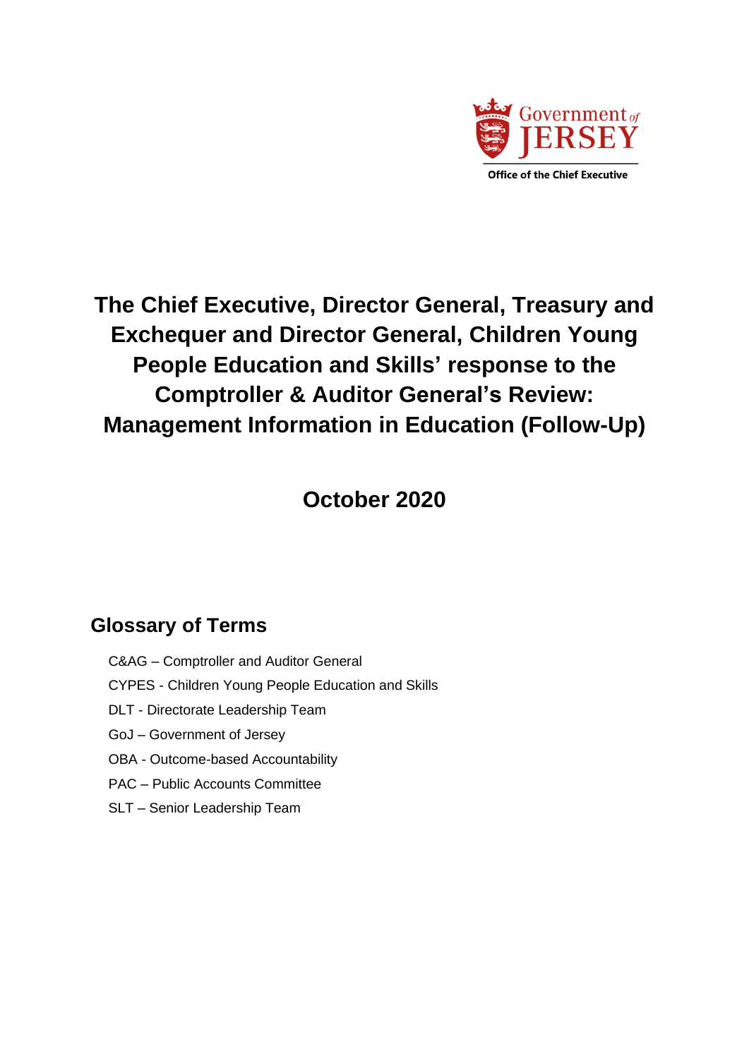Government of JERSEY

Office of the Chief Executive

# The Chief Executive, Director General, Treasury and Exchequer and Director General, Children Young People Education and Skills' response to the Comptroller & Auditor General's Review: Management Information in Education (Follow-Up)

## October 2020

## Glossary of Terms

C&AG – Comptroller and Auditor General

CYPES - Children Young People Education and Skills

DLT - Directorate Leadership Team

GoJ – Government of Jersey

OBA - Outcome-based Accountability

PAC – Public Accounts Committee

SLT – Senior Leadership Team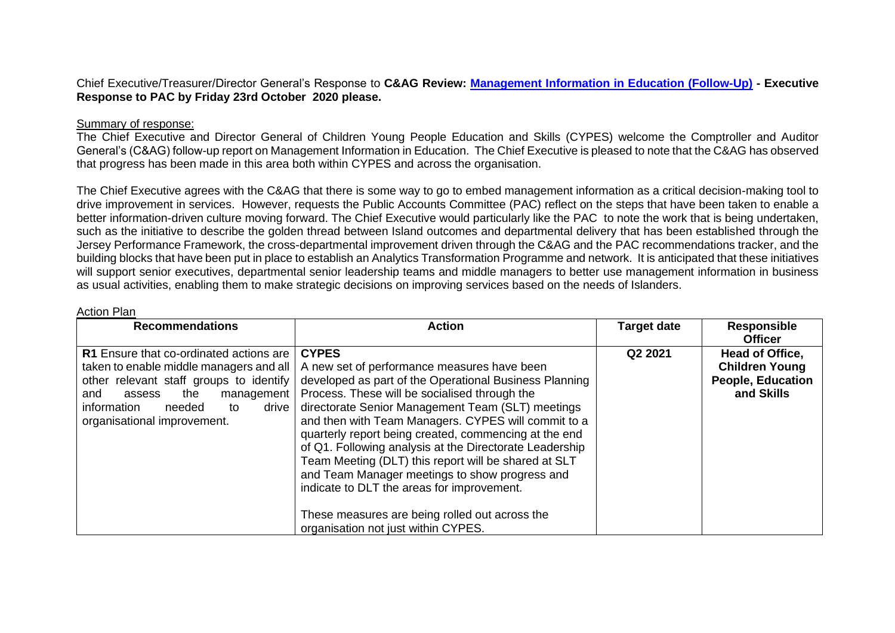Chief Executive/Treasurer/Director General's Response to **C&AG Review: Management Information in Education (Follow-Up) - Executive Response to PAC by Friday 23rd October 2020 please.**

Summary of response:

The Chief Executive and Director General of Children Young People Education and Skills (CYPES) welcome the Comptroller and Auditor General's (C&AG) follow-up report on Management Information in Education. The Chief Executive is pleased to note that the C&AG has observed that progress has been made in this area both within CYPES and across the organisation.

The Chief Executive agrees with the C&AG that there is some way to go to embed management information as a critical decision-making tool to drive improvement in services. However, requests the Public Accounts Committee (PAC) reflect on the steps that have been taken to enable a better information-driven culture moving forward. The Chief Executive would particularly like the PAC to note the work that is being undertaken, such as the initiative to describe the golden thread between Island outcomes and departmental delivery that has been established through the Jersey Performance Framework, the cross-departmental improvement driven through the C&AG and the PAC recommendations tracker, and the building blocks that have been put in place to establish an Analytics Transformation Programme and network. It is anticipated that these initiatives will support senior executives, departmental senior leadership teams and middle managers to better use management information in business as usual activities, enabling them to make strategic decisions on improving services based on the needs of Islanders.

Action Plan

| Recommendations | Action | Target date | Responsible Officer |
| --- | --- | --- | --- |
| **R1** Ensure that co-ordinated actions are taken to enable middle managers and all other relevant staff groups to identify and assess the management information needed to drive organisational improvement. | **CYPES**<br>A new set of performance measures have been developed as part of the Operational Business Planning Process. These will be socialised through the directorate Senior Management Team (SLT) meetings and then with Team Managers. CYPES will commit to a quarterly report being created, commencing at the end of Q1. Following analysis at the Directorate Leadership Team Meeting (DLT) this report will be shared at SLT and Team Manager meetings to show progress and indicate to DLT the areas for improvement.<br><br>These measures are being rolled out across the organisation not just within CYPES. | Q2 2021 | **Head of Office, Children Young People, Education and Skills** |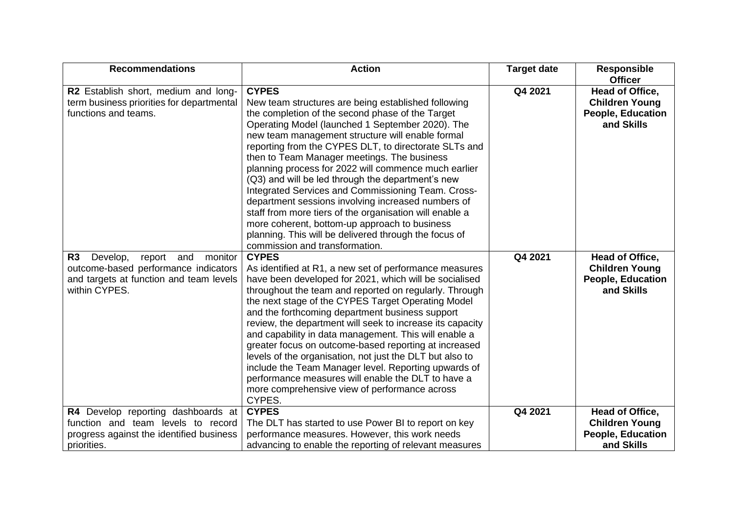| Recommendations | Action | Target date | Responsible Officer |
|---|---|---|---|
| **R2** Establish short, medium and long-term business priorities for departmental functions and teams. | **CYPES**<br>New team structures are being established following the completion of the second phase of the Target Operating Model (launched 1 September 2020). The new team management structure will enable formal reporting from the CYPES DLT, to directorate SLTs and then to Team Manager meetings. The business planning process for 2022 will commence much earlier (Q3) and will be led through the department's new Integrated Services and Commissioning Team. Cross-department sessions involving increased numbers of staff from more tiers of the organisation will enable a more coherent, bottom-up approach to business planning. This will be delivered through the focus of commission and transformation. | Q4 2021 | **Head of Office, Children Young People, Education and Skills** |
| **R3** Develop, report and monitor outcome-based performance indicators and targets at function and team levels within CYPES. | **CYPES**<br>As identified at R1, a new set of performance measures have been developed for 2021, which will be socialised throughout the team and reported on regularly. Through the next stage of the CYPES Target Operating Model and the forthcoming department business support review, the department will seek to increase its capacity and capability in data management. This will enable a greater focus on outcome-based reporting at increased levels of the organisation, not just the DLT but also to include the Team Manager level. Reporting upwards of performance measures will enable the DLT to have a more comprehensive view of performance across CYPES. | Q4 2021 | **Head of Office, Children Young People, Education and Skills** |
| **R4** Develop reporting dashboards at function and team levels to record progress against the identified business priorities. | **CYPES**<br>The DLT has started to use Power BI to report on key performance measures. However, this work needs advancing to enable the reporting of relevant measures | Q4 2021 | **Head of Office, Children Young People, Education and Skills** |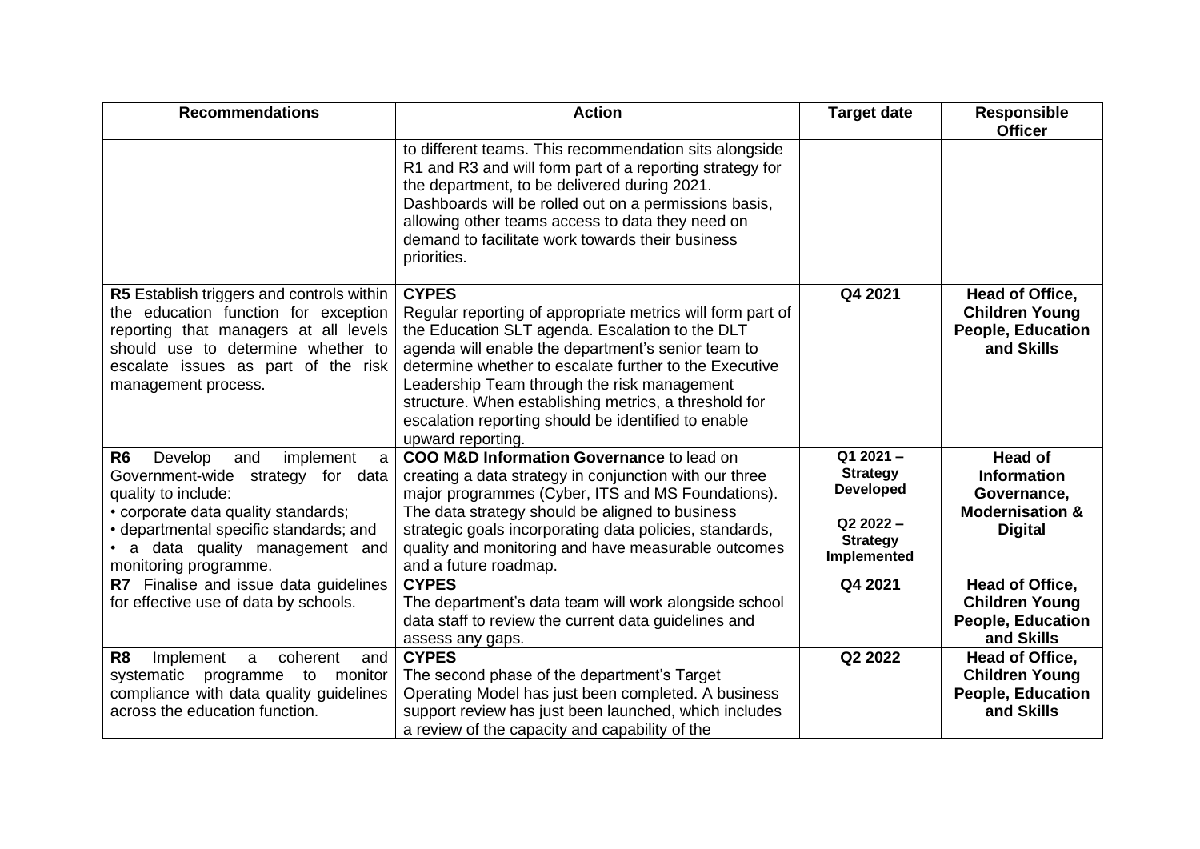| Recommendations | Action | Target date | Responsible Officer |
|---|---|---|---|
| | to different teams. This recommendation sits alongside R1 and R3 and will form part of a reporting strategy for the department, to be delivered during 2021. Dashboards will be rolled out on a permissions basis, allowing other teams access to data they need on demand to facilitate work towards their business priorities. | | |
| **R5** Establish triggers and controls within the education function for exception reporting that managers at all levels should use to determine whether to escalate issues as part of the risk management process. | **CYPES**<br>Regular reporting of appropriate metrics will form part of the Education SLT agenda. Escalation to the DLT agenda will enable the department's senior team to determine whether to escalate further to the Executive Leadership Team through the risk management structure. When establishing metrics, a threshold for escalation reporting should be identified to enable upward reporting. | **Q4 2021** | **Head of Office, Children Young People, Education and Skills** |
| **R6** Develop and implement a Government-wide strategy for data quality to include:<br>• corporate data quality standards;<br>• departmental specific standards; and<br>• a data quality management and monitoring programme. | **COO M&D Information Governance** to lead on creating a data strategy in conjunction with our three major programmes (Cyber, ITS and MS Foundations). The data strategy should be aligned to business strategic goals incorporating data policies, standards, quality and monitoring and have measurable outcomes and a future roadmap. | **Q1 2021 – Strategy Developed**<br><br>**Q2 2022 – Strategy Implemented** | **Head of Information Governance, Modernisation & Digital** |
| **R7** Finalise and issue data guidelines for effective use of data by schools. | **CYPES**<br>The department's data team will work alongside school data staff to review the current data guidelines and assess any gaps. | **Q4 2021** | **Head of Office, Children Young People, Education and Skills** |
| **R8** Implement a coherent and systematic programme to monitor compliance with data quality guidelines across the education function. | **CYPES**<br>The second phase of the department's Target Operating Model has just been completed. A business support review has just been launched, which includes a review of the capacity and capability of the | **Q2 2022** | **Head of Office, Children Young People, Education and Skills** |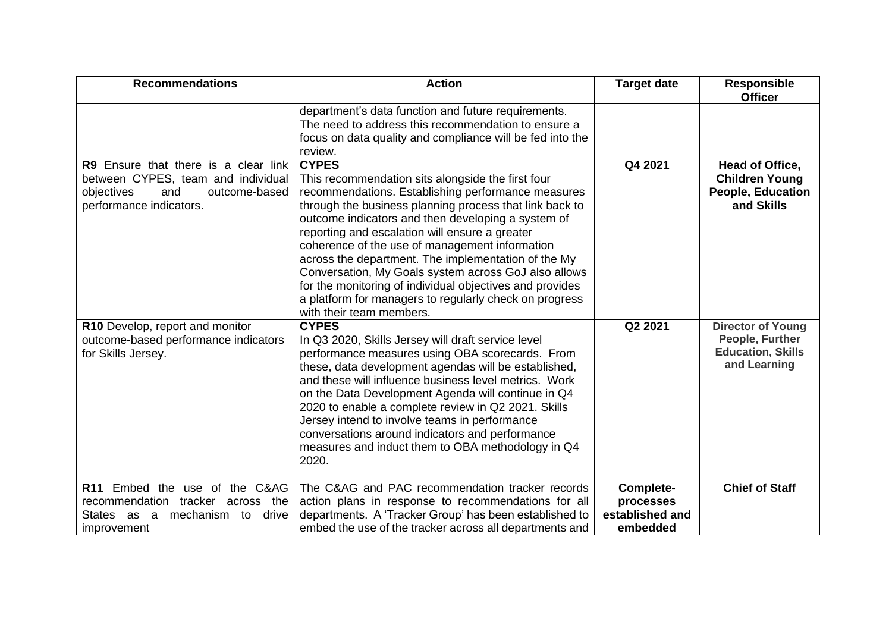| Recommendations | Action | Target date | Responsible Officer |
|---|---|---|---|
| | department's data function and future requirements. The need to address this recommendation to ensure a focus on data quality and compliance will be fed into the review. | | |
| **R9** Ensure that there is a clear link between CYPES, team and individual objectives and outcome-based performance indicators. | **CYPES**<br>This recommendation sits alongside the first four recommendations. Establishing performance measures through the business planning process that link back to outcome indicators and then developing a system of reporting and escalation will ensure a greater coherence of the use of management information across the department. The implementation of the My Conversation, My Goals system across GoJ also allows for the monitoring of individual objectives and provides a platform for managers to regularly check on progress with their team members. | **Q4 2021** | **Head of Office, Children Young People, Education and Skills** |
| **R10** Develop, report and monitor outcome-based performance indicators for Skills Jersey. | **CYPES**<br>In Q3 2020, Skills Jersey will draft service level performance measures using OBA scorecards. From these, data development agendas will be established, and these will influence business level metrics. Work on the Data Development Agenda will continue in Q4 2020 to enable a complete review in Q2 2021. Skills Jersey intend to involve teams in performance conversations around indicators and performance measures and induct them to OBA methodology in Q4 2020. | **Q2 2021** | **Director of Young People, Further Education, Skills and Learning** |
| **R11** Embed the use of the C&AG recommendation tracker across the States as a mechanism to drive improvement | The C&AG and PAC recommendation tracker records action plans in response to recommendations for all departments. A 'Tracker Group' has been established to embed the use of the tracker across all departments and | **Complete-processes established and embedded** | **Chief of Staff** |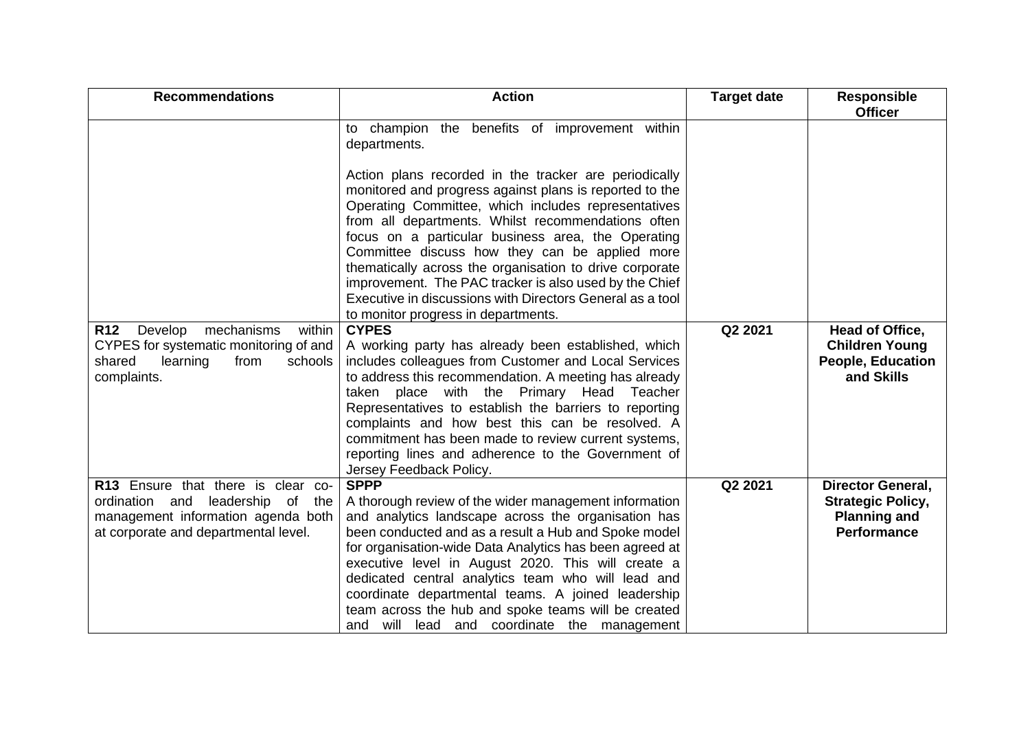| Recommendations | Action | Target date | Responsible Officer |
|---|---|---|---|
| | to champion the benefits of improvement within departments.<br><br>Action plans recorded in the tracker are periodically monitored and progress against plans is reported to the Operating Committee, which includes representatives from all departments. Whilst recommendations often focus on a particular business area, the Operating Committee discuss how they can be applied more thematically across the organisation to drive corporate improvement. The PAC tracker is also used by the Chief Executive in discussions with Directors General as a tool to monitor progress in departments. | | |
| **R12** Develop mechanisms within CYPES for systematic monitoring of and shared learning from schools complaints. | **CYPES**<br>A working party has already been established, which includes colleagues from Customer and Local Services to address this recommendation. A meeting has already taken place with the Primary Head Teacher Representatives to establish the barriers to reporting complaints and how best this can be resolved. A commitment has been made to review current systems, reporting lines and adherence to the Government of Jersey Feedback Policy. | **Q2 2021** | **Head of Office, Children Young People, Education and Skills** |
| **R13** Ensure that there is clear co-ordination and leadership of the management information agenda both at corporate and departmental level. | **SPPP**<br>A thorough review of the wider management information and analytics landscape across the organisation has been conducted and as a result a Hub and Spoke model for organisation-wide Data Analytics has been agreed at executive level in August 2020. This will create a dedicated central analytics team who will lead and coordinate departmental teams. A joined leadership team across the hub and spoke teams will be created and will lead and coordinate the management | **Q2 2021** | **Director General, Strategic Policy, Planning and Performance** |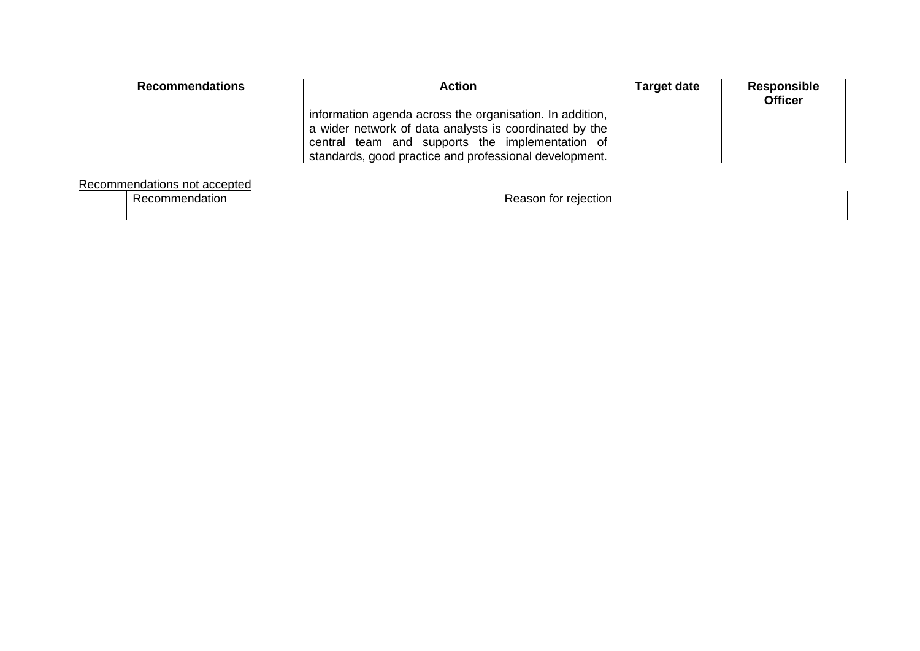| Recommendations | Action | Target date | Responsible Officer |
| --- | --- | --- | --- |
| | information agenda across the organisation. In addition, a wider network of data analysts is coordinated by the central team and supports the implementation of standards, good practice and professional development. | | |

Recommendations not accepted

| | Recommendation | Reason for rejection |
| --- | --- | --- |
| | | |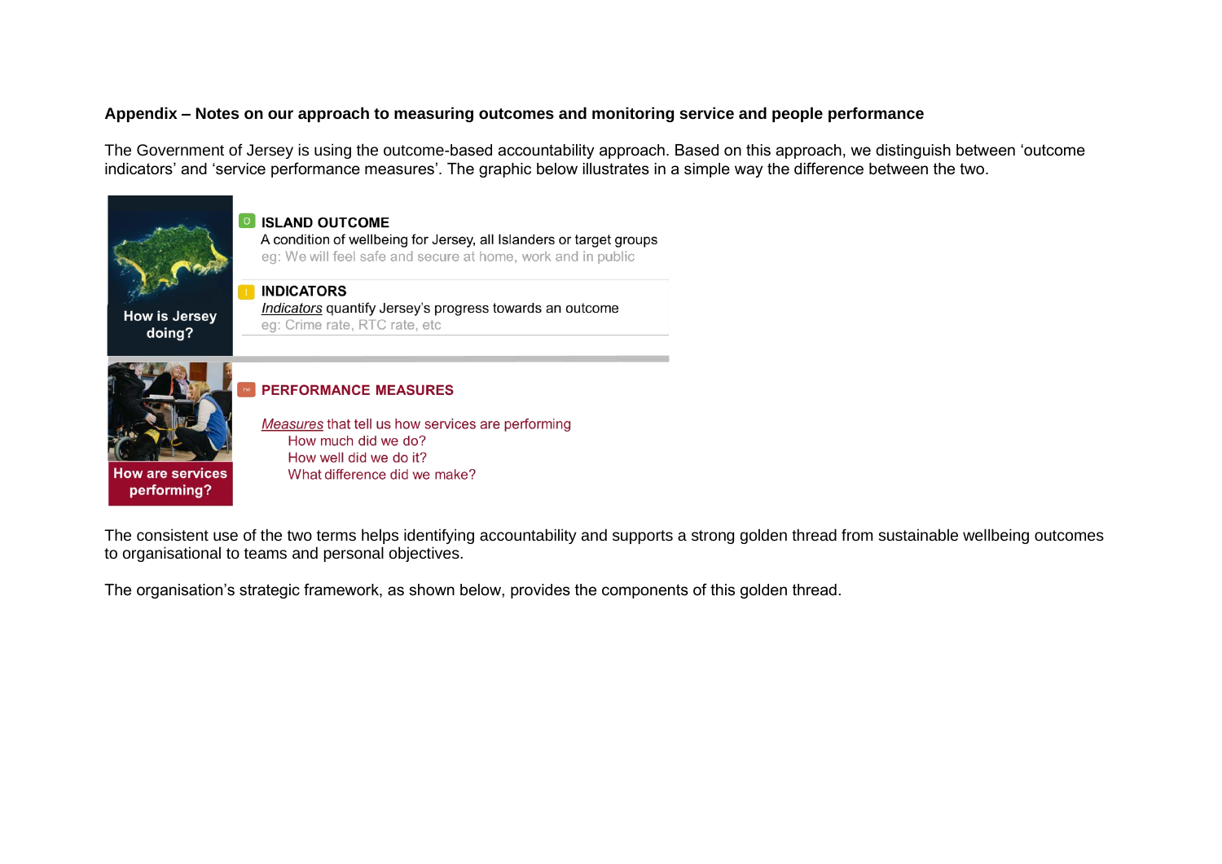**Appendix – Notes on our approach to measuring outcomes and monitoring service and people performance**

The Government of Jersey is using the outcome-based accountability approach. Based on this approach, we distinguish between 'outcome indicators' and 'service performance measures'. The graphic below illustrates in a simple way the difference between the two.

How is Jersey doing?

**ISLAND OUTCOME**
A condition of wellbeing for Jersey, all Islanders or target groups
eg: We will feel safe and secure at home, work and in public

**INDICATORS**
*Indicators* quantify Jersey's progress towards an outcome
eg: Crime rate, RTC rate, etc

How are services performing?

**PERFORMANCE MEASURES**

*Measures* that tell us how services are performing
- How much did we do?
- How well did we do it?
- What difference did we make?

The consistent use of the two terms helps identifying accountability and supports a strong golden thread from sustainable wellbeing outcomes to organisational to teams and personal objectives.

The organisation's strategic framework, as shown below, provides the components of this golden thread.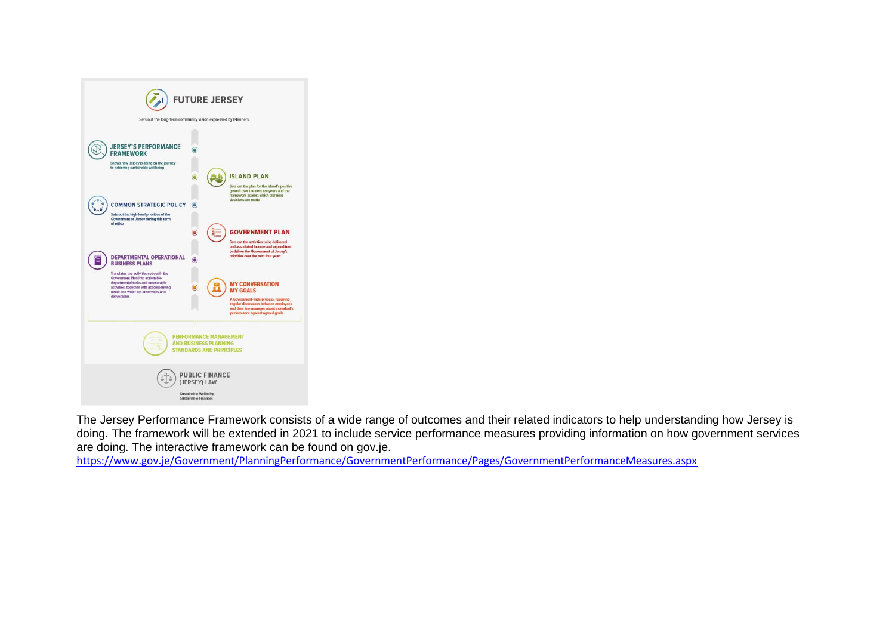FUTURE JERSEY

Sets out the long-term community vision expressed by Islanders.

JERSEY'S PERFORMANCE FRAMEWORK

Shows how Jersey is doing on the journey to achieving sustainable wellbeing

ISLAND PLAN

Sets out the plan for the Island's positive growth over the next ten years and the framework against which planning decisions are made

COMMON STRATEGIC POLICY

Sets out the high-level priorities of the Government of Jersey during this term of office

GOVERNMENT PLAN

Sets out the activities to be delivered and associated income and expenditure to deliver the Government of Jersey's priorities over the next four years

DEPARTMENTAL OPERATIONAL BUSINESS PLANS

Translates the activities set out in the Government Plan into actionable departmental tasks and measurable activities, together with accompanying detail of a wider set of services and deliverables

MY CONVERSATION MY GOALS

A Government-wide process, requiring regular discussions between employees and their line manager about individual's performance against agreed goals

PERFORMANCE MANAGEMENT AND BUSINESS PLANNING STANDARDS AND PRINCIPLES

PUBLIC FINANCE (JERSEY) LAW

Sustainable Wellbeing
Sustainable Finances

The Jersey Performance Framework consists of a wide range of outcomes and their related indicators to help understanding how Jersey is doing. The framework will be extended in 2021 to include service performance measures providing information on how government services are doing. The interactive framework can be found on gov.je.
https://www.gov.je/Government/PlanningPerformance/GovernmentPerformance/Pages/GovernmentPerformanceMeasures.aspx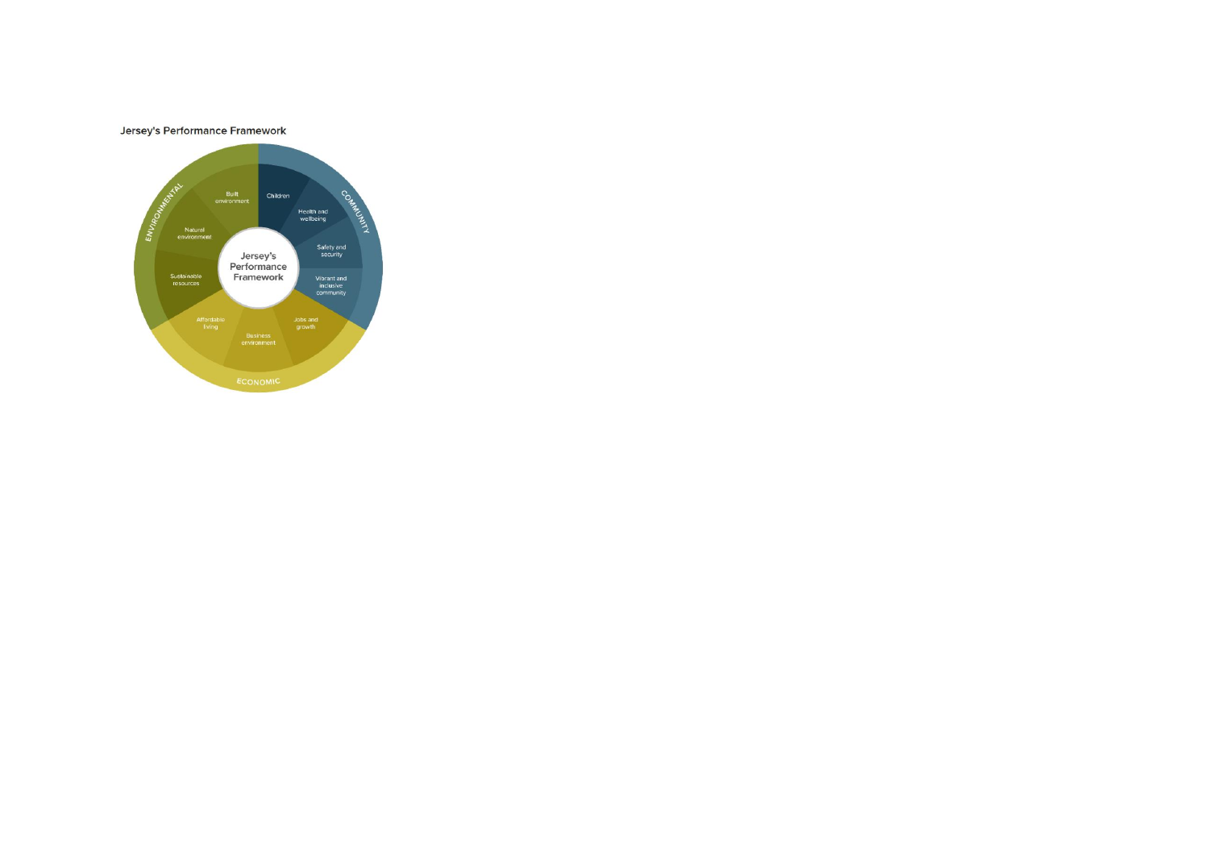Jersey's Performance Framework

Jersey's Performance Framework

ENVIRONMENTAL

COMMUNITY

ECONOMIC

Built environment

Children

Health and wellbeing

Safety and security

Vibrant and inclusive community

Jobs and growth

Business environment

Affordable living

Sustainable resources

Natural environment